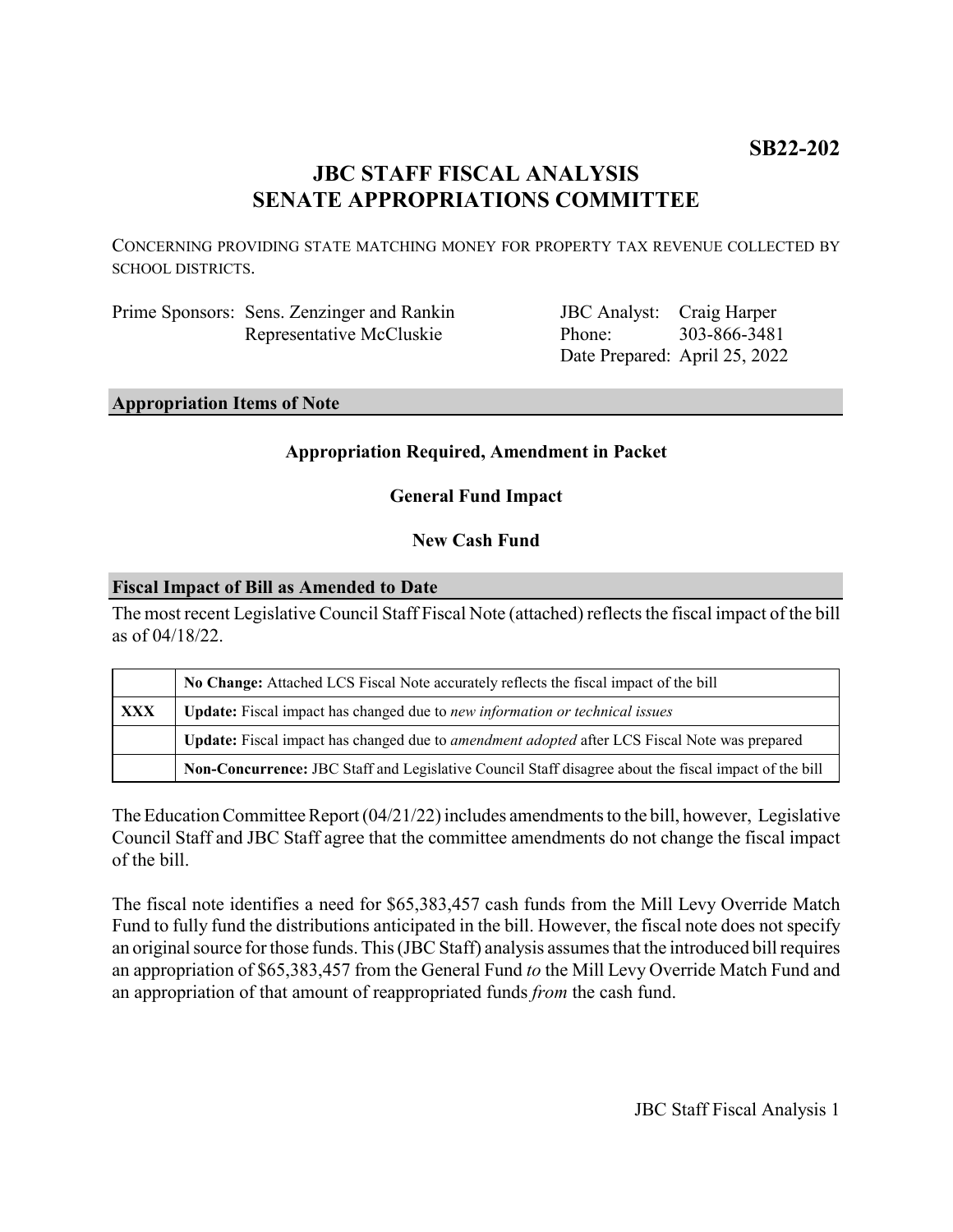**SB22-202**

# JBC STAFF FISCAL ANALYSIS
# SENATE APPROPRIATIONS COMMITTEE

CONCERNING PROVIDING STATE MATCHING MONEY FOR PROPERTY TAX REVENUE COLLECTED BY SCHOOL DISTRICTS.

| | | | |
|---|---|---|---|
| Prime Sponsors: | Sens. Zenzinger and Rankin<br>Representative McCluskie | JBC Analyst:<br>Phone:<br>Date Prepared: | Craig Harper<br>303-866-3481<br>April 25, 2022 |

## Appropriation Items of Note

**Appropriation Required, Amendment in Packet**

**General Fund Impact**

**New Cash Fund**

## Fiscal Impact of Bill as Amended to Date

The most recent Legislative Council Staff Fiscal Note (attached) reflects the fiscal impact of the bill as of 04/18/22.

| | |
|---|---|
| | **No Change:** Attached LCS Fiscal Note accurately reflects the fiscal impact of the bill |
| **XXX** | **Update:** Fiscal impact has changed due to *new information or technical issues* |
| | **Update:** Fiscal impact has changed due to *amendment adopted* after LCS Fiscal Note was prepared |
| | **Non-Concurrence:** JBC Staff and Legislative Council Staff disagree about the fiscal impact of the bill |

The Education Committee Report (04/21/22) includes amendments to the bill, however, Legislative Council Staff and JBC Staff agree that the committee amendments do not change the fiscal impact of the bill.

The fiscal note identifies a need for $65,383,457 cash funds from the Mill Levy Override Match Fund to fully fund the distributions anticipated in the bill. However, the fiscal note does not specify an original source for those funds. This (JBC Staff) analysis assumes that the introduced bill requires an appropriation of $65,383,457 from the General Fund *to* the Mill Levy Override Match Fund and an appropriation of that amount of reappropriated funds *from* the cash fund.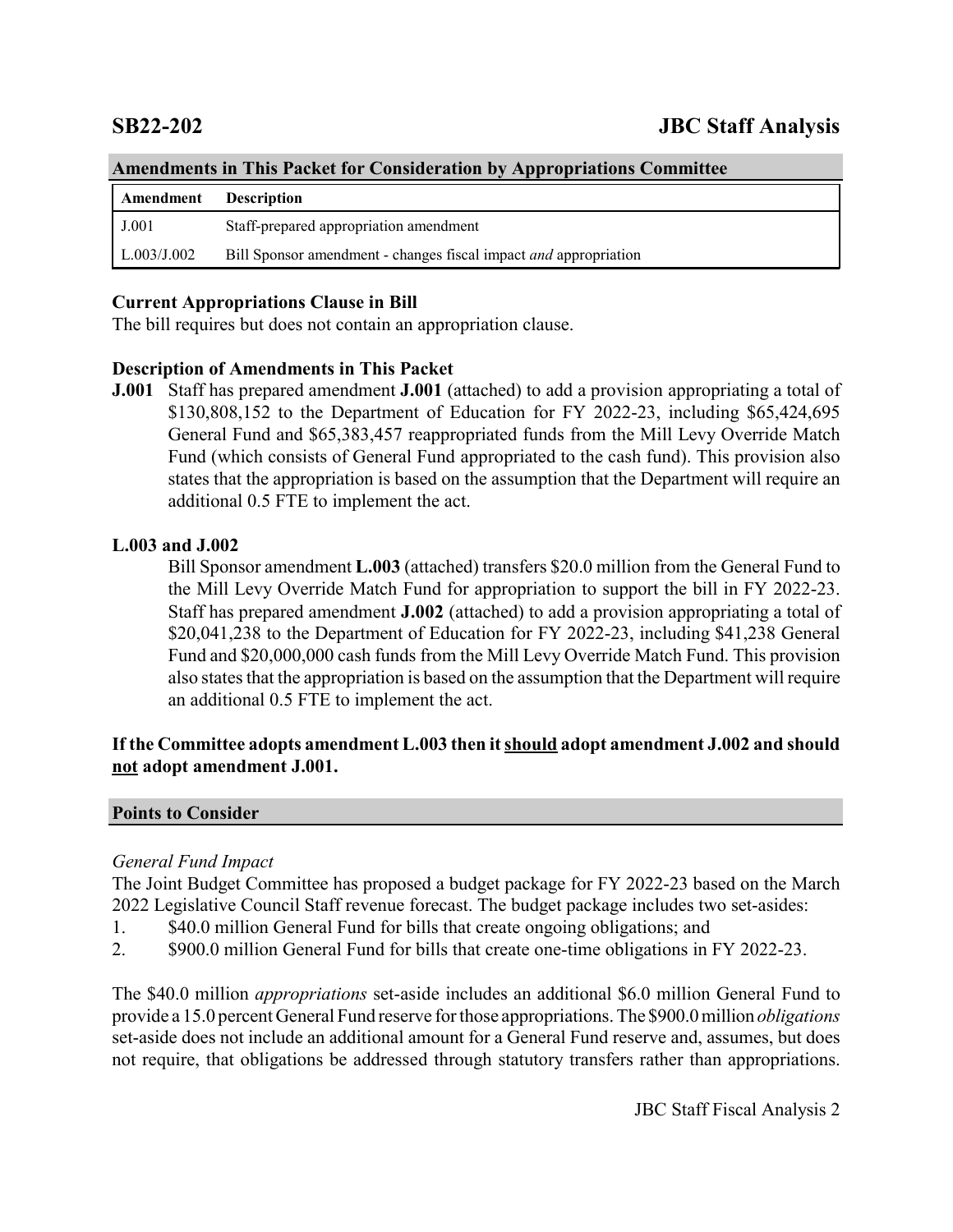## SB22-202 JBC Staff Analysis

### Amendments in This Packet for Consideration by Appropriations Committee

| Amendment | Description |
|---|---|
| J.001 | Staff-prepared appropriation amendment |
| L.003/J.002 | Bill Sponsor amendment - changes fiscal impact *and* appropriation |

**Current Appropriations Clause in Bill**

The bill requires but does not contain an appropriation clause.

**Description of Amendments in This Packet**

**J.001** Staff has prepared amendment **J.001** (attached) to add a provision appropriating a total of $130,808,152 to the Department of Education for FY 2022-23, including $65,424,695 General Fund and $65,383,457 reappropriated funds from the Mill Levy Override Match Fund (which consists of General Fund appropriated to the cash fund). This provision also states that the appropriation is based on the assumption that the Department will require an additional 0.5 FTE to implement the act.

**L.003 and J.002**

Bill Sponsor amendment **L.003** (attached) transfers $20.0 million from the General Fund to the Mill Levy Override Match Fund for appropriation to support the bill in FY 2022-23. Staff has prepared amendment **J.002** (attached) to add a provision appropriating a total of $20,041,238 to the Department of Education for FY 2022-23, including $41,238 General Fund and $20,000,000 cash funds from the Mill Levy Override Match Fund. This provision also states that the appropriation is based on the assumption that the Department will require an additional 0.5 FTE to implement the act.

**If the Committee adopts amendment L.003 then it should adopt amendment J.002 and should not adopt amendment J.001.**

### Points to Consider

*General Fund Impact*

The Joint Budget Committee has proposed a budget package for FY 2022-23 based on the March 2022 Legislative Council Staff revenue forecast. The budget package includes two set-asides:

1. $40.0 million General Fund for bills that create ongoing obligations; and
2. $900.0 million General Fund for bills that create one-time obligations in FY 2022-23.

The $40.0 million *appropriations* set-aside includes an additional $6.0 million General Fund to provide a 15.0 percent General Fund reserve for those appropriations. The $900.0 million *obligations* set-aside does not include an additional amount for a General Fund reserve and, assumes, but does not require, that obligations be addressed through statutory transfers rather than appropriations.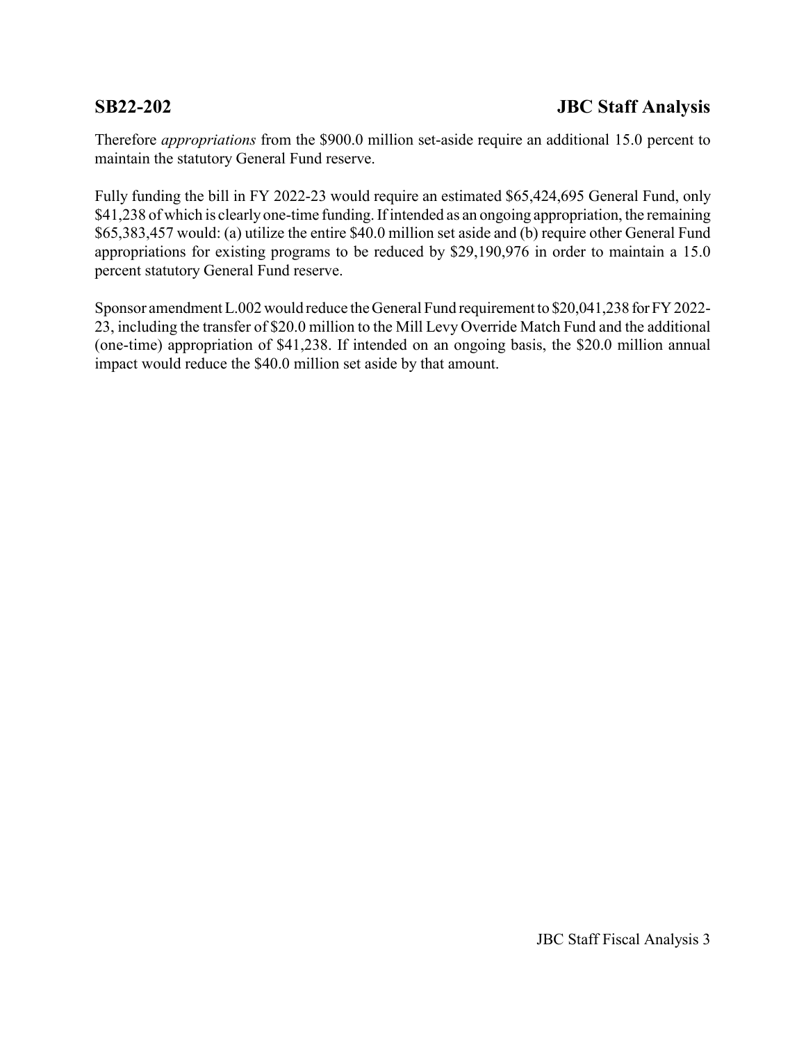Therefore *appropriations* from the $900.0 million set-aside require an additional 15.0 percent to maintain the statutory General Fund reserve.

Fully funding the bill in FY 2022-23 would require an estimated $65,424,695 General Fund, only $41,238 of which is clearly one-time funding. If intended as an ongoing appropriation, the remaining $65,383,457 would: (a) utilize the entire $40.0 million set aside and (b) require other General Fund appropriations for existing programs to be reduced by $29,190,976 in order to maintain a 15.0 percent statutory General Fund reserve.

Sponsor amendment L.002 would reduce the General Fund requirement to $20,041,238 for FY 2022-23, including the transfer of $20.0 million to the Mill Levy Override Match Fund and the additional (one-time) appropriation of $41,238. If intended on an ongoing basis, the $20.0 million annual impact would reduce the $40.0 million set aside by that amount.